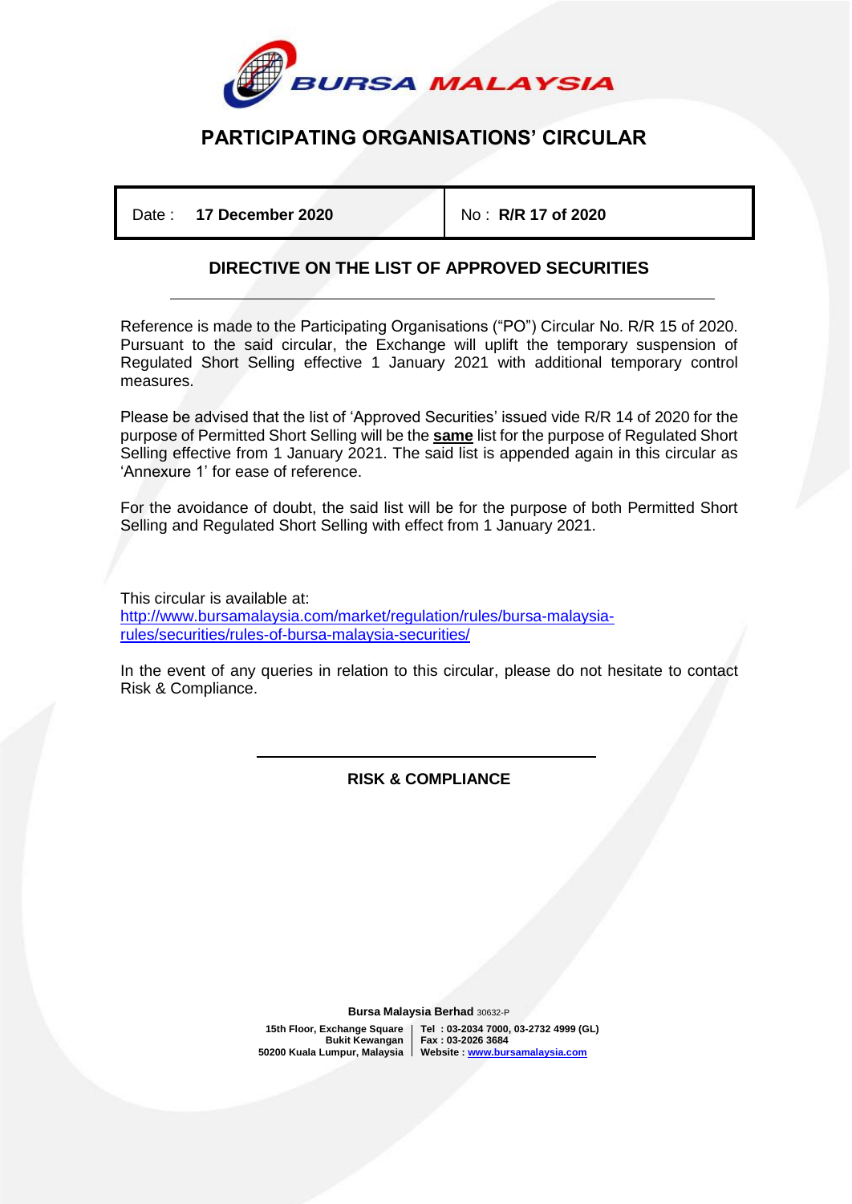# PARTICIPATING ORGANISATIONS' CIRCULAR

| Date : **17 December 2020** | No : **R/R 17 of 2020** |
| --- | --- |

## DIRECTIVE ON THE LIST OF APPROVED SECURITIES

Reference is made to the Participating Organisations ("PO") Circular No. R/R 15 of 2020. Pursuant to the said circular, the Exchange will uplift the temporary suspension of Regulated Short Selling effective 1 January 2021 with additional temporary control measures.

Please be advised that the list of 'Approved Securities' issued vide R/R 14 of 2020 for the purpose of Permitted Short Selling will be the **same** list for the purpose of Regulated Short Selling effective from 1 January 2021. The said list is appended again in this circular as 'Annexure 1' for ease of reference.

For the avoidance of doubt, the said list will be for the purpose of both Permitted Short Selling and Regulated Short Selling with effect from 1 January 2021.

This circular is available at:
http://www.bursamalaysia.com/market/regulation/rules/bursa-malaysia-rules/securities/rules-of-bursa-malaysia-securities/

In the event of any queries in relation to this circular, please do not hesitate to contact Risk & Compliance.

**RISK & COMPLIANCE**

**Bursa Malaysia Berhad** 30632-P

**15th Floor, Exchange Square**
**Bukit Kewangan**
**50200 Kuala Lumpur, Malaysia**

**Tel : 03-2034 7000, 03-2732 4999 (GL)**
**Fax : 03-2026 3684**
**Website : www.bursamalaysia.com**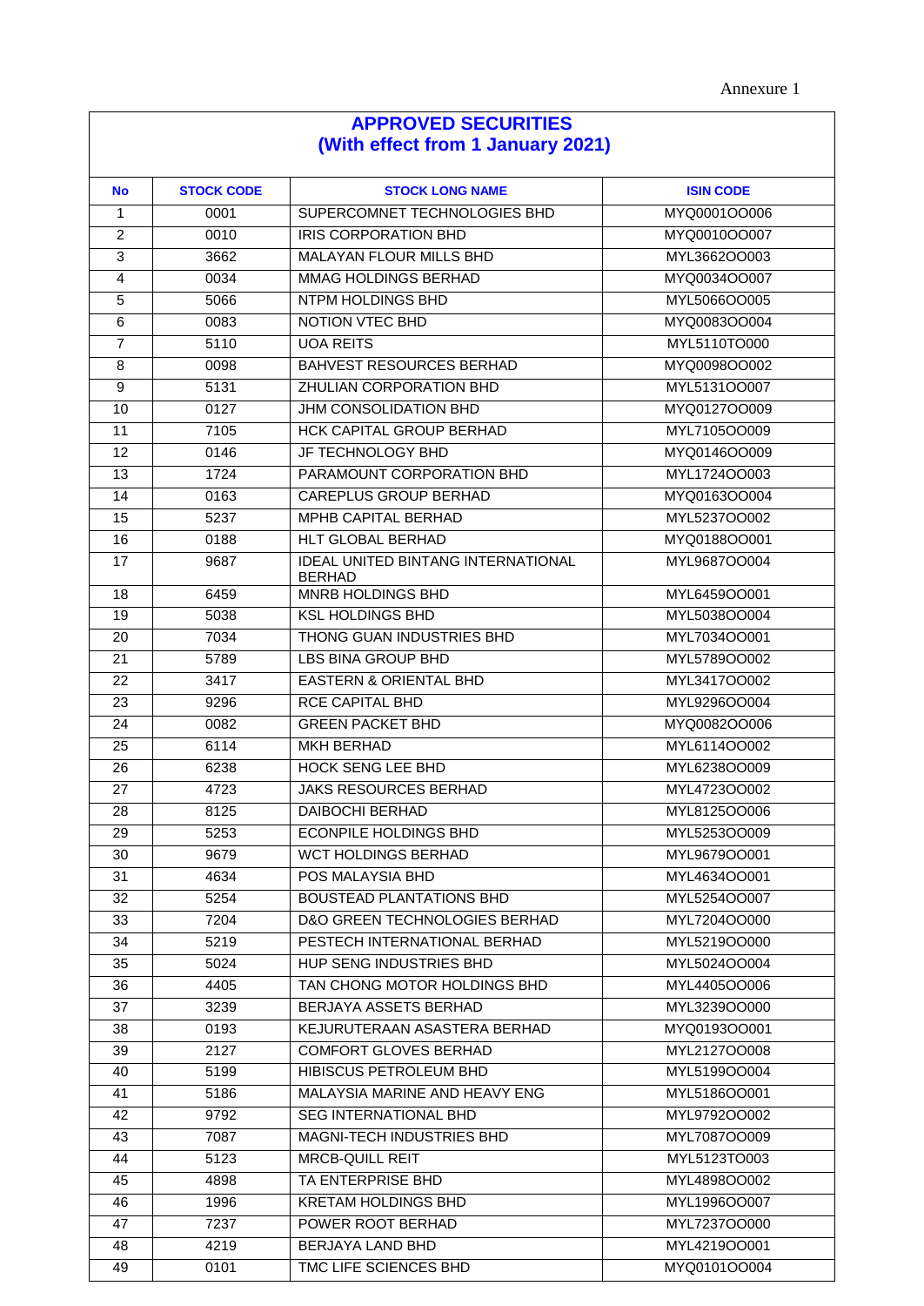Annexure 1

## APPROVED SECURITIES
## (With effect from 1 January 2021)

| No | STOCK CODE | STOCK LONG NAME | ISIN CODE |
|---|---|---|---|
| 1 | 0001 | SUPERCOMNET TECHNOLOGIES BHD | MYQ0001OO006 |
| 2 | 0010 | IRIS CORPORATION BHD | MYQ0010OO007 |
| 3 | 3662 | MALAYAN FLOUR MILLS BHD | MYL3662OO003 |
| 4 | 0034 | MMAG HOLDINGS BERHAD | MYQ0034OO007 |
| 5 | 5066 | NTPM HOLDINGS BHD | MYL5066OO005 |
| 6 | 0083 | NOTION VTEC BHD | MYQ0083OO004 |
| 7 | 5110 | UOA REITS | MYL5110TO000 |
| 8 | 0098 | BAHVEST RESOURCES BERHAD | MYQ0098OO002 |
| 9 | 5131 | ZHULIAN CORPORATION BHD | MYL5131OO007 |
| 10 | 0127 | JHM CONSOLIDATION BHD | MYQ0127OO009 |
| 11 | 7105 | HCK CAPITAL GROUP BERHAD | MYL7105OO009 |
| 12 | 0146 | JF TECHNOLOGY BHD | MYQ0146OO009 |
| 13 | 1724 | PARAMOUNT CORPORATION BHD | MYL1724OO003 |
| 14 | 0163 | CAREPLUS GROUP BERHAD | MYQ0163OO004 |
| 15 | 5237 | MPHB CAPITAL BERHAD | MYL5237OO002 |
| 16 | 0188 | HLT GLOBAL BERHAD | MYQ0188OO001 |
| 17 | 9687 | IDEAL UNITED BINTANG INTERNATIONAL BERHAD | MYL9687OO004 |
| 18 | 6459 | MNRB HOLDINGS BHD | MYL6459OO001 |
| 19 | 5038 | KSL HOLDINGS BHD | MYL5038OO004 |
| 20 | 7034 | THONG GUAN INDUSTRIES BHD | MYL7034OO001 |
| 21 | 5789 | LBS BINA GROUP BHD | MYL5789OO002 |
| 22 | 3417 | EASTERN & ORIENTAL BHD | MYL3417OO002 |
| 23 | 9296 | RCE CAPITAL BHD | MYL9296OO004 |
| 24 | 0082 | GREEN PACKET BHD | MYQ0082OO006 |
| 25 | 6114 | MKH BERHAD | MYL6114OO002 |
| 26 | 6238 | HOCK SENG LEE BHD | MYL6238OO009 |
| 27 | 4723 | JAKS RESOURCES BERHAD | MYL4723OO002 |
| 28 | 8125 | DAIBOCHI BERHAD | MYL8125OO006 |
| 29 | 5253 | ECONPILE HOLDINGS BHD | MYL5253OO009 |
| 30 | 9679 | WCT HOLDINGS BERHAD | MYL9679OO001 |
| 31 | 4634 | POS MALAYSIA BHD | MYL4634OO001 |
| 32 | 5254 | BOUSTEAD PLANTATIONS BHD | MYL5254OO007 |
| 33 | 7204 | D&O GREEN TECHNOLOGIES BERHAD | MYL7204OO000 |
| 34 | 5219 | PESTECH INTERNATIONAL BERHAD | MYL5219OO000 |
| 35 | 5024 | HUP SENG INDUSTRIES BHD | MYL5024OO004 |
| 36 | 4405 | TAN CHONG MOTOR HOLDINGS BHD | MYL4405OO006 |
| 37 | 3239 | BERJAYA ASSETS BERHAD | MYL3239OO000 |
| 38 | 0193 | KEJURUTERAAN ASASTERA BERHAD | MYQ0193OO001 |
| 39 | 2127 | COMFORT GLOVES BERHAD | MYL2127OO008 |
| 40 | 5199 | HIBISCUS PETROLEUM BHD | MYL5199OO004 |
| 41 | 5186 | MALAYSIA MARINE AND HEAVY ENG | MYL5186OO001 |
| 42 | 9792 | SEG INTERNATIONAL BHD | MYL9792OO002 |
| 43 | 7087 | MAGNI-TECH INDUSTRIES BHD | MYL7087OO009 |
| 44 | 5123 | MRCB-QUILL REIT | MYL5123TO003 |
| 45 | 4898 | TA ENTERPRISE BHD | MYL4898OO002 |
| 46 | 1996 | KRETAM HOLDINGS BHD | MYL1996OO007 |
| 47 | 7237 | POWER ROOT BERHAD | MYL7237OO000 |
| 48 | 4219 | BERJAYA LAND BHD | MYL4219OO001 |
| 49 | 0101 | TMC LIFE SCIENCES BHD | MYQ0101OO004 |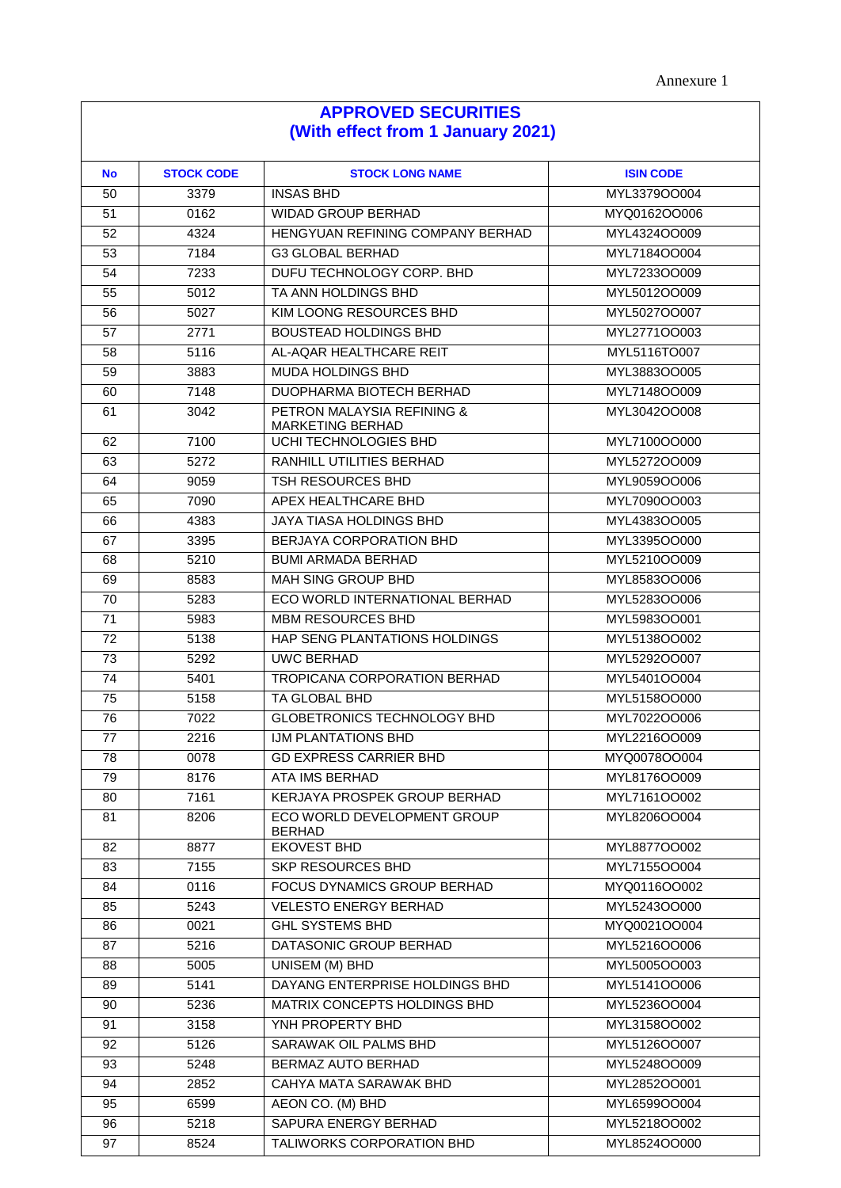Annexure 1

## APPROVED SECURITIES
## (With effect from 1 January 2021)

| No | STOCK CODE | STOCK LONG NAME | ISIN CODE |
|---|---|---|---|
| 50 | 3379 | INSAS BHD | MYL3379OO004 |
| 51 | 0162 | WIDAD GROUP BERHAD | MYQ0162OO006 |
| 52 | 4324 | HENGYUAN REFINING COMPANY BERHAD | MYL4324OO009 |
| 53 | 7184 | G3 GLOBAL BERHAD | MYL7184OO004 |
| 54 | 7233 | DUFU TECHNOLOGY CORP. BHD | MYL7233OO009 |
| 55 | 5012 | TA ANN HOLDINGS BHD | MYL5012OO009 |
| 56 | 5027 | KIM LOONG RESOURCES BHD | MYL5027OO007 |
| 57 | 2771 | BOUSTEAD HOLDINGS BHD | MYL2771OO003 |
| 58 | 5116 | AL-AQAR HEALTHCARE REIT | MYL5116TO007 |
| 59 | 3883 | MUDA HOLDINGS BHD | MYL3883OO005 |
| 60 | 7148 | DUOPHARMA BIOTECH BERHAD | MYL7148OO009 |
| 61 | 3042 | PETRON MALAYSIA REFINING & MARKETING BERHAD | MYL3042OO008 |
| 62 | 7100 | UCHI TECHNOLOGIES BHD | MYL7100OO000 |
| 63 | 5272 | RANHILL UTILITIES BERHAD | MYL5272OO009 |
| 64 | 9059 | TSH RESOURCES BHD | MYL9059OO006 |
| 65 | 7090 | APEX HEALTHCARE BHD | MYL7090OO003 |
| 66 | 4383 | JAYA TIASA HOLDINGS BHD | MYL4383OO005 |
| 67 | 3395 | BERJAYA CORPORATION BHD | MYL3395OO000 |
| 68 | 5210 | BUMI ARMADA BERHAD | MYL5210OO009 |
| 69 | 8583 | MAH SING GROUP BHD | MYL8583OO006 |
| 70 | 5283 | ECO WORLD INTERNATIONAL BERHAD | MYL5283OO006 |
| 71 | 5983 | MBM RESOURCES BHD | MYL5983OO001 |
| 72 | 5138 | HAP SENG PLANTATIONS HOLDINGS | MYL5138OO002 |
| 73 | 5292 | UWC BERHAD | MYL5292OO007 |
| 74 | 5401 | TROPICANA CORPORATION BERHAD | MYL5401OO004 |
| 75 | 5158 | TA GLOBAL BHD | MYL5158OO000 |
| 76 | 7022 | GLOBETRONICS TECHNOLOGY BHD | MYL7022OO006 |
| 77 | 2216 | IJM PLANTATIONS BHD | MYL2216OO009 |
| 78 | 0078 | GD EXPRESS CARRIER BHD | MYQ0078OO004 |
| 79 | 8176 | ATA IMS BERHAD | MYL8176OO009 |
| 80 | 7161 | KERJAYA PROSPEK GROUP BERHAD | MYL7161OO002 |
| 81 | 8206 | ECO WORLD DEVELOPMENT GROUP BERHAD | MYL8206OO004 |
| 82 | 8877 | EKOVEST BHD | MYL8877OO002 |
| 83 | 7155 | SKP RESOURCES BHD | MYL7155OO004 |
| 84 | 0116 | FOCUS DYNAMICS GROUP BERHAD | MYQ0116OO002 |
| 85 | 5243 | VELESTO ENERGY BERHAD | MYL5243OO000 |
| 86 | 0021 | GHL SYSTEMS BHD | MYQ0021OO004 |
| 87 | 5216 | DATASONIC GROUP BERHAD | MYL5216OO006 |
| 88 | 5005 | UNISEM (M) BHD | MYL5005OO003 |
| 89 | 5141 | DAYANG ENTERPRISE HOLDINGS BHD | MYL5141OO006 |
| 90 | 5236 | MATRIX CONCEPTS HOLDINGS BHD | MYL5236OO004 |
| 91 | 3158 | YNH PROPERTY BHD | MYL3158OO002 |
| 92 | 5126 | SARAWAK OIL PALMS BHD | MYL5126OO007 |
| 93 | 5248 | BERMAZ AUTO BERHAD | MYL5248OO009 |
| 94 | 2852 | CAHYA MATA SARAWAK BHD | MYL2852OO001 |
| 95 | 6599 | AEON CO. (M) BHD | MYL6599OO004 |
| 96 | 5218 | SAPURA ENERGY BERHAD | MYL5218OO002 |
| 97 | 8524 | TALIWORKS CORPORATION BHD | MYL8524OO000 |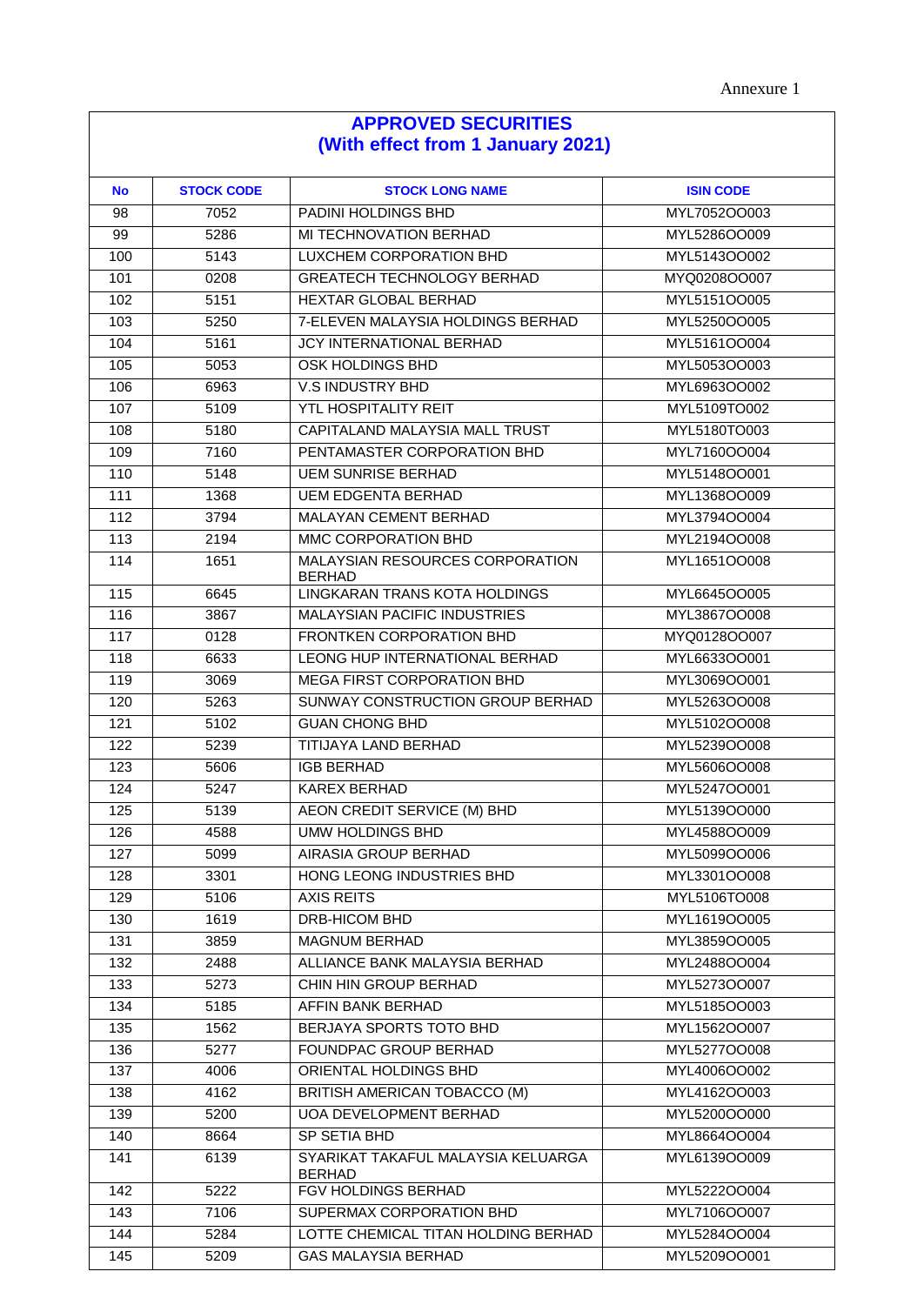Annexure 1

## APPROVED SECURITIES
## (With effect from 1 January 2021)

| No | STOCK CODE | STOCK LONG NAME | ISIN CODE |
|---|---|---|---|
| 98 | 7052 | PADINI HOLDINGS BHD | MYL7052OO003 |
| 99 | 5286 | MI TECHNOVATION BERHAD | MYL5286OO009 |
| 100 | 5143 | LUXCHEM CORPORATION BHD | MYL5143OO002 |
| 101 | 0208 | GREATECH TECHNOLOGY BERHAD | MYQ0208OO007 |
| 102 | 5151 | HEXTAR GLOBAL BERHAD | MYL5151OO005 |
| 103 | 5250 | 7-ELEVEN MALAYSIA HOLDINGS BERHAD | MYL5250OO005 |
| 104 | 5161 | JCY INTERNATIONAL BERHAD | MYL5161OO004 |
| 105 | 5053 | OSK HOLDINGS BHD | MYL5053OO003 |
| 106 | 6963 | V.S INDUSTRY BHD | MYL6963OO002 |
| 107 | 5109 | YTL HOSPITALITY REIT | MYL5109TO002 |
| 108 | 5180 | CAPITALAND MALAYSIA MALL TRUST | MYL5180TO003 |
| 109 | 7160 | PENTAMASTER CORPORATION BHD | MYL7160OO004 |
| 110 | 5148 | UEM SUNRISE BERHAD | MYL5148OO001 |
| 111 | 1368 | UEM EDGENTA BERHAD | MYL1368OO009 |
| 112 | 3794 | MALAYAN CEMENT BERHAD | MYL3794OO004 |
| 113 | 2194 | MMC CORPORATION BHD | MYL2194OO008 |
| 114 | 1651 | MALAYSIAN RESOURCES CORPORATION BERHAD | MYL1651OO008 |
| 115 | 6645 | LINGKARAN TRANS KOTA HOLDINGS | MYL6645OO005 |
| 116 | 3867 | MALAYSIAN PACIFIC INDUSTRIES | MYL3867OO008 |
| 117 | 0128 | FRONTKEN CORPORATION BHD | MYQ0128OO007 |
| 118 | 6633 | LEONG HUP INTERNATIONAL BERHAD | MYL6633OO001 |
| 119 | 3069 | MEGA FIRST CORPORATION BHD | MYL3069OO001 |
| 120 | 5263 | SUNWAY CONSTRUCTION GROUP BERHAD | MYL5263OO008 |
| 121 | 5102 | GUAN CHONG BHD | MYL5102OO008 |
| 122 | 5239 | TITIJAYA LAND BERHAD | MYL5239OO008 |
| 123 | 5606 | IGB BERHAD | MYL5606OO008 |
| 124 | 5247 | KAREX BERHAD | MYL5247OO001 |
| 125 | 5139 | AEON CREDIT SERVICE (M) BHD | MYL5139OO000 |
| 126 | 4588 | UMW HOLDINGS BHD | MYL4588OO009 |
| 127 | 5099 | AIRASIA GROUP BERHAD | MYL5099OO006 |
| 128 | 3301 | HONG LEONG INDUSTRIES BHD | MYL3301OO008 |
| 129 | 5106 | AXIS REITS | MYL5106TO008 |
| 130 | 1619 | DRB-HICOM BHD | MYL1619OO005 |
| 131 | 3859 | MAGNUM BERHAD | MYL3859OO005 |
| 132 | 2488 | ALLIANCE BANK MALAYSIA BERHAD | MYL2488OO004 |
| 133 | 5273 | CHIN HIN GROUP BERHAD | MYL5273OO007 |
| 134 | 5185 | AFFIN BANK BERHAD | MYL5185OO003 |
| 135 | 1562 | BERJAYA SPORTS TOTO BHD | MYL1562OO007 |
| 136 | 5277 | FOUNDPAC GROUP BERHAD | MYL5277OO008 |
| 137 | 4006 | ORIENTAL HOLDINGS BHD | MYL4006OO002 |
| 138 | 4162 | BRITISH AMERICAN TOBACCO (M) | MYL4162OO003 |
| 139 | 5200 | UOA DEVELOPMENT BERHAD | MYL5200OO000 |
| 140 | 8664 | SP SETIA BHD | MYL8664OO004 |
| 141 | 6139 | SYARIKAT TAKAFUL MALAYSIA KELUARGA BERHAD | MYL6139OO009 |
| 142 | 5222 | FGV HOLDINGS BERHAD | MYL5222OO004 |
| 143 | 7106 | SUPERMAX CORPORATION BHD | MYL7106OO007 |
| 144 | 5284 | LOTTE CHEMICAL TITAN HOLDING BERHAD | MYL5284OO004 |
| 145 | 5209 | GAS MALAYSIA BERHAD | MYL5209OO001 |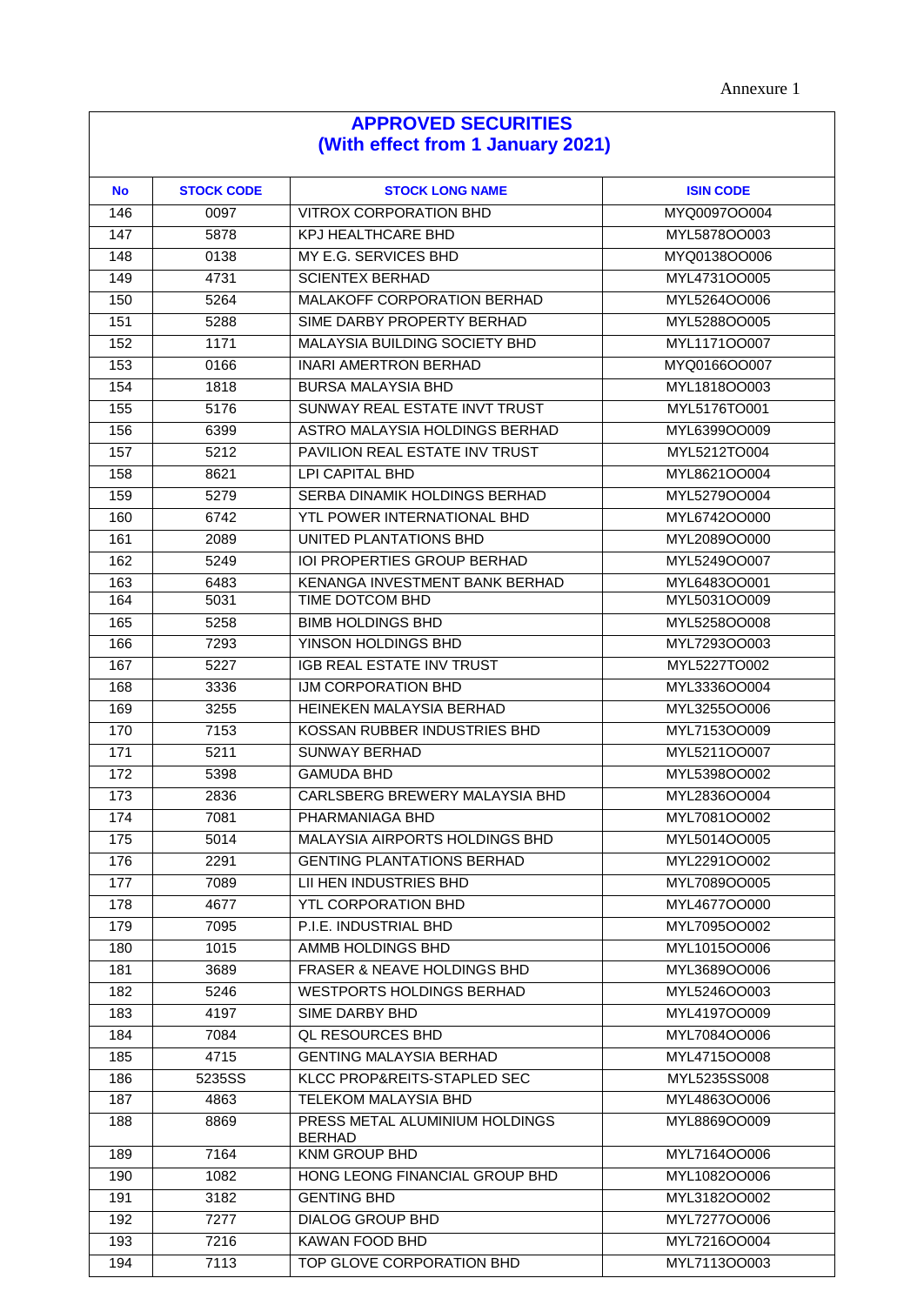Annexure 1

## APPROVED SECURITIES
## (With effect from 1 January 2021)

| No | STOCK CODE | STOCK LONG NAME | ISIN CODE |
|---|---|---|---|
| 146 | 0097 | VITROX CORPORATION BHD | MYQ0097OO004 |
| 147 | 5878 | KPJ HEALTHCARE BHD | MYL5878OO003 |
| 148 | 0138 | MY E.G. SERVICES BHD | MYQ0138OO006 |
| 149 | 4731 | SCIENTEX BERHAD | MYL4731OO005 |
| 150 | 5264 | MALAKOFF CORPORATION BERHAD | MYL5264OO006 |
| 151 | 5288 | SIME DARBY PROPERTY BERHAD | MYL5288OO005 |
| 152 | 1171 | MALAYSIA BUILDING SOCIETY BHD | MYL1171OO007 |
| 153 | 0166 | INARI AMERTRON BERHAD | MYQ0166OO007 |
| 154 | 1818 | BURSA MALAYSIA BHD | MYL1818OO003 |
| 155 | 5176 | SUNWAY REAL ESTATE INVT TRUST | MYL5176TO001 |
| 156 | 6399 | ASTRO MALAYSIA HOLDINGS BERHAD | MYL6399OO009 |
| 157 | 5212 | PAVILION REAL ESTATE INV TRUST | MYL5212TO004 |
| 158 | 8621 | LPI CAPITAL BHD | MYL8621OO004 |
| 159 | 5279 | SERBA DINAMIK HOLDINGS BERHAD | MYL5279OO004 |
| 160 | 6742 | YTL POWER INTERNATIONAL BHD | MYL6742OO000 |
| 161 | 2089 | UNITED PLANTATIONS BHD | MYL2089OO000 |
| 162 | 5249 | IOI PROPERTIES GROUP BERHAD | MYL5249OO007 |
| 163 | 6483 | KENANGA INVESTMENT BANK BERHAD | MYL6483OO001 |
| 164 | 5031 | TIME DOTCOM BHD | MYL5031OO009 |
| 165 | 5258 | BIMB HOLDINGS BHD | MYL5258OO008 |
| 166 | 7293 | YINSON HOLDINGS BHD | MYL7293OO003 |
| 167 | 5227 | IGB REAL ESTATE INV TRUST | MYL5227TO002 |
| 168 | 3336 | IJM CORPORATION BHD | MYL3336OO004 |
| 169 | 3255 | HEINEKEN MALAYSIA BERHAD | MYL3255OO006 |
| 170 | 7153 | KOSSAN RUBBER INDUSTRIES BHD | MYL7153OO009 |
| 171 | 5211 | SUNWAY BERHAD | MYL5211OO007 |
| 172 | 5398 | GAMUDA BHD | MYL5398OO002 |
| 173 | 2836 | CARLSBERG BREWERY MALAYSIA BHD | MYL2836OO004 |
| 174 | 7081 | PHARMANIAGA BHD | MYL7081OO002 |
| 175 | 5014 | MALAYSIA AIRPORTS HOLDINGS BHD | MYL5014OO005 |
| 176 | 2291 | GENTING PLANTATIONS BERHAD | MYL2291OO002 |
| 177 | 7089 | LII HEN INDUSTRIES BHD | MYL7089OO005 |
| 178 | 4677 | YTL CORPORATION BHD | MYL4677OO000 |
| 179 | 7095 | P.I.E. INDUSTRIAL BHD | MYL7095OO002 |
| 180 | 1015 | AMMB HOLDINGS BHD | MYL1015OO006 |
| 181 | 3689 | FRASER & NEAVE HOLDINGS BHD | MYL3689OO006 |
| 182 | 5246 | WESTPORTS HOLDINGS BERHAD | MYL5246OO003 |
| 183 | 4197 | SIME DARBY BHD | MYL4197OO009 |
| 184 | 7084 | QL RESOURCES BHD | MYL7084OO006 |
| 185 | 4715 | GENTING MALAYSIA BERHAD | MYL4715OO008 |
| 186 | 5235SS | KLCC PROP&REITS-STAPLED SEC | MYL5235SS008 |
| 187 | 4863 | TELEKOM MALAYSIA BHD | MYL4863OO006 |
| 188 | 8869 | PRESS METAL ALUMINIUM HOLDINGS BERHAD | MYL8869OO009 |
| 189 | 7164 | KNM GROUP BHD | MYL7164OO006 |
| 190 | 1082 | HONG LEONG FINANCIAL GROUP BHD | MYL1082OO006 |
| 191 | 3182 | GENTING BHD | MYL3182OO002 |
| 192 | 7277 | DIALOG GROUP BHD | MYL7277OO006 |
| 193 | 7216 | KAWAN FOOD BHD | MYL7216OO004 |
| 194 | 7113 | TOP GLOVE CORPORATION BHD | MYL7113OO003 |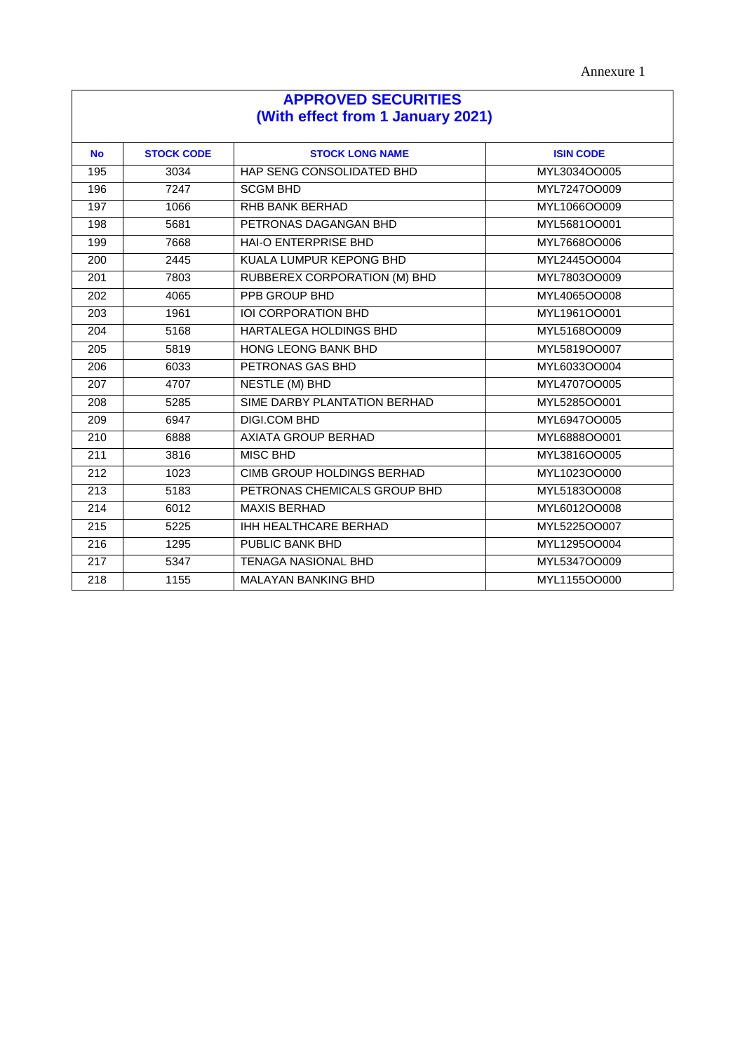Annexure 1

## APPROVED SECURITIES
## (With effect from 1 January 2021)

| No | STOCK CODE | STOCK LONG NAME | ISIN CODE |
|---|---|---|---|
| 195 | 3034 | HAP SENG CONSOLIDATED BHD | MYL3034OO005 |
| 196 | 7247 | SCGM BHD | MYL7247OO009 |
| 197 | 1066 | RHB BANK BERHAD | MYL1066OO009 |
| 198 | 5681 | PETRONAS DAGANGAN BHD | MYL5681OO001 |
| 199 | 7668 | HAI-O ENTERPRISE BHD | MYL7668OO006 |
| 200 | 2445 | KUALA LUMPUR KEPONG BHD | MYL2445OO004 |
| 201 | 7803 | RUBBEREX CORPORATION (M) BHD | MYL7803OO009 |
| 202 | 4065 | PPB GROUP BHD | MYL4065OO008 |
| 203 | 1961 | IOI CORPORATION BHD | MYL1961OO001 |
| 204 | 5168 | HARTALEGA HOLDINGS BHD | MYL5168OO009 |
| 205 | 5819 | HONG LEONG BANK BHD | MYL5819OO007 |
| 206 | 6033 | PETRONAS GAS BHD | MYL6033OO004 |
| 207 | 4707 | NESTLE (M) BHD | MYL4707OO005 |
| 208 | 5285 | SIME DARBY PLANTATION BERHAD | MYL5285OO001 |
| 209 | 6947 | DIGI.COM BHD | MYL6947OO005 |
| 210 | 6888 | AXIATA GROUP BERHAD | MYL6888OO001 |
| 211 | 3816 | MISC BHD | MYL3816OO005 |
| 212 | 1023 | CIMB GROUP HOLDINGS BERHAD | MYL1023OO000 |
| 213 | 5183 | PETRONAS CHEMICALS GROUP BHD | MYL5183OO008 |
| 214 | 6012 | MAXIS BERHAD | MYL6012OO008 |
| 215 | 5225 | IHH HEALTHCARE BERHAD | MYL5225OO007 |
| 216 | 1295 | PUBLIC BANK BHD | MYL1295OO004 |
| 217 | 5347 | TENAGA NASIONAL BHD | MYL5347OO009 |
| 218 | 1155 | MALAYAN BANKING BHD | MYL1155OO000 |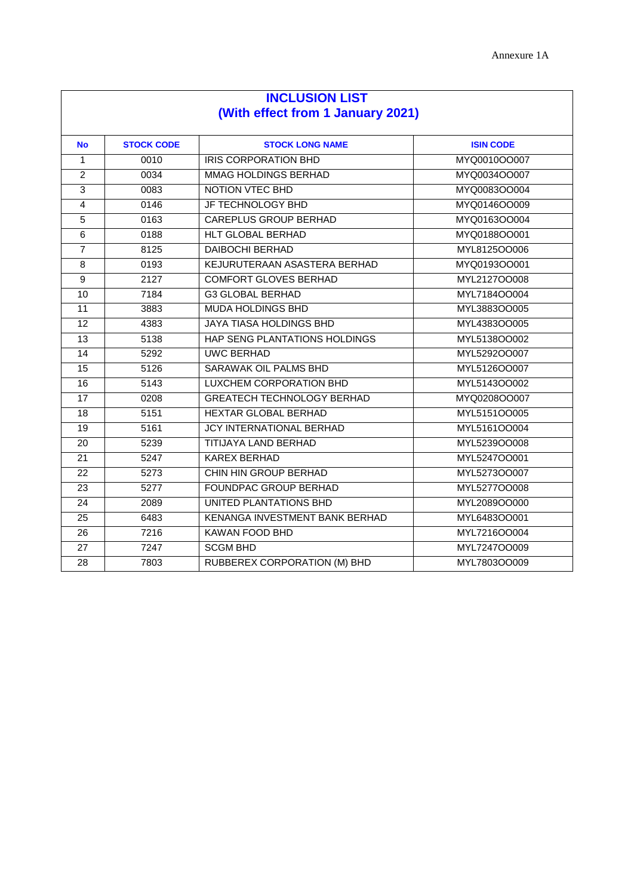Annexure 1A

# INCLUSION LIST
## (With effect from 1 January 2021)

| No | STOCK CODE | STOCK LONG NAME | ISIN CODE |
|---|---|---|---|
| 1 | 0010 | IRIS CORPORATION BHD | MYQ0010OO007 |
| 2 | 0034 | MMAG HOLDINGS BERHAD | MYQ0034OO007 |
| 3 | 0083 | NOTION VTEC BHD | MYQ0083OO004 |
| 4 | 0146 | JF TECHNOLOGY BHD | MYQ0146OO009 |
| 5 | 0163 | CAREPLUS GROUP BERHAD | MYQ0163OO004 |
| 6 | 0188 | HLT GLOBAL BERHAD | MYQ0188OO001 |
| 7 | 8125 | DAIBOCHI BERHAD | MYL8125OO006 |
| 8 | 0193 | KEJURUTERAAN ASASTERA BERHAD | MYQ0193OO001 |
| 9 | 2127 | COMFORT GLOVES BERHAD | MYL2127OO008 |
| 10 | 7184 | G3 GLOBAL BERHAD | MYL7184OO004 |
| 11 | 3883 | MUDA HOLDINGS BHD | MYL3883OO005 |
| 12 | 4383 | JAYA TIASA HOLDINGS BHD | MYL4383OO005 |
| 13 | 5138 | HAP SENG PLANTATIONS HOLDINGS | MYL5138OO002 |
| 14 | 5292 | UWC BERHAD | MYL5292OO007 |
| 15 | 5126 | SARAWAK OIL PALMS BHD | MYL5126OO007 |
| 16 | 5143 | LUXCHEM CORPORATION BHD | MYL5143OO002 |
| 17 | 0208 | GREATECH TECHNOLOGY BERHAD | MYQ0208OO007 |
| 18 | 5151 | HEXTAR GLOBAL BERHAD | MYL5151OO005 |
| 19 | 5161 | JCY INTERNATIONAL BERHAD | MYL5161OO004 |
| 20 | 5239 | TITIJAYA LAND BERHAD | MYL5239OO008 |
| 21 | 5247 | KAREX BERHAD | MYL5247OO001 |
| 22 | 5273 | CHIN HIN GROUP BERHAD | MYL5273OO007 |
| 23 | 5277 | FOUNDPAC GROUP BERHAD | MYL5277OO008 |
| 24 | 2089 | UNITED PLANTATIONS BHD | MYL2089OO000 |
| 25 | 6483 | KENANGA INVESTMENT BANK BERHAD | MYL6483OO001 |
| 26 | 7216 | KAWAN FOOD BHD | MYL7216OO004 |
| 27 | 7247 | SCGM BHD | MYL7247OO009 |
| 28 | 7803 | RUBBEREX CORPORATION (M) BHD | MYL7803OO009 |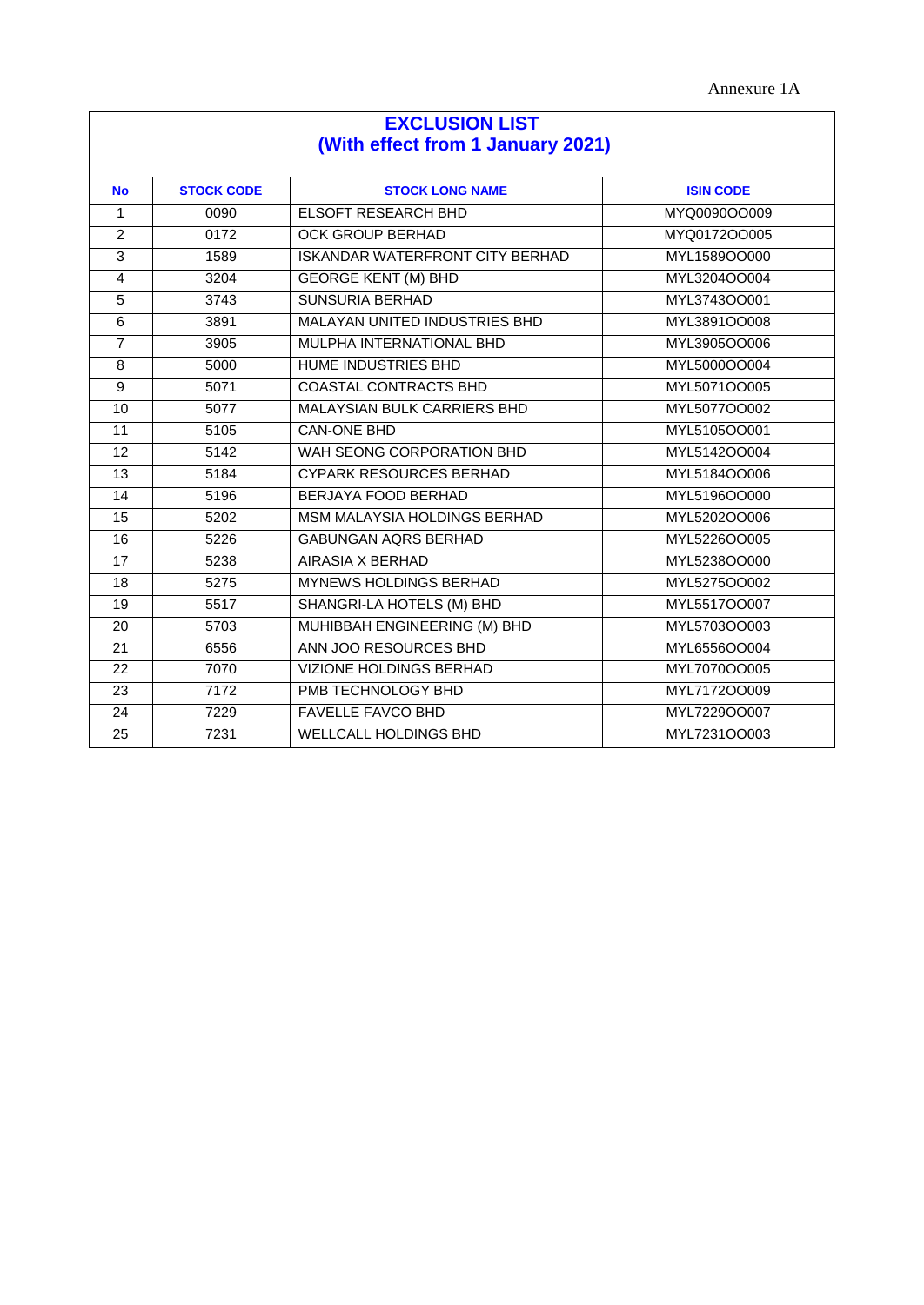Annexure 1A

## EXCLUSION LIST
## (With effect from 1 January 2021)

| No | STOCK CODE | STOCK LONG NAME | ISIN CODE |
|---|---|---|---|
| 1 | 0090 | ELSOFT RESEARCH BHD | MYQ0090OO009 |
| 2 | 0172 | OCK GROUP BERHAD | MYQ0172OO005 |
| 3 | 1589 | ISKANDAR WATERFRONT CITY BERHAD | MYL1589OO000 |
| 4 | 3204 | GEORGE KENT (M) BHD | MYL3204OO004 |
| 5 | 3743 | SUNSURIA BERHAD | MYL3743OO001 |
| 6 | 3891 | MALAYAN UNITED INDUSTRIES BHD | MYL3891OO008 |
| 7 | 3905 | MULPHA INTERNATIONAL BHD | MYL3905OO006 |
| 8 | 5000 | HUME INDUSTRIES BHD | MYL5000OO004 |
| 9 | 5071 | COASTAL CONTRACTS BHD | MYL5071OO005 |
| 10 | 5077 | MALAYSIAN BULK CARRIERS BHD | MYL5077OO002 |
| 11 | 5105 | CAN-ONE BHD | MYL5105OO001 |
| 12 | 5142 | WAH SEONG CORPORATION BHD | MYL5142OO004 |
| 13 | 5184 | CYPARK RESOURCES BERHAD | MYL5184OO006 |
| 14 | 5196 | BERJAYA FOOD BERHAD | MYL5196OO000 |
| 15 | 5202 | MSM MALAYSIA HOLDINGS BERHAD | MYL5202OO006 |
| 16 | 5226 | GABUNGAN AQRS BERHAD | MYL5226OO005 |
| 17 | 5238 | AIRASIA X BERHAD | MYL5238OO000 |
| 18 | 5275 | MYNEWS HOLDINGS BERHAD | MYL5275OO002 |
| 19 | 5517 | SHANGRI-LA HOTELS (M) BHD | MYL5517OO007 |
| 20 | 5703 | MUHIBBAH ENGINEERING (M) BHD | MYL5703OO003 |
| 21 | 6556 | ANN JOO RESOURCES BHD | MYL6556OO004 |
| 22 | 7070 | VIZIONE HOLDINGS BERHAD | MYL7070OO005 |
| 23 | 7172 | PMB TECHNOLOGY BHD | MYL7172OO009 |
| 24 | 7229 | FAVELLE FAVCO BHD | MYL7229OO007 |
| 25 | 7231 | WELLCALL HOLDINGS BHD | MYL7231OO003 |